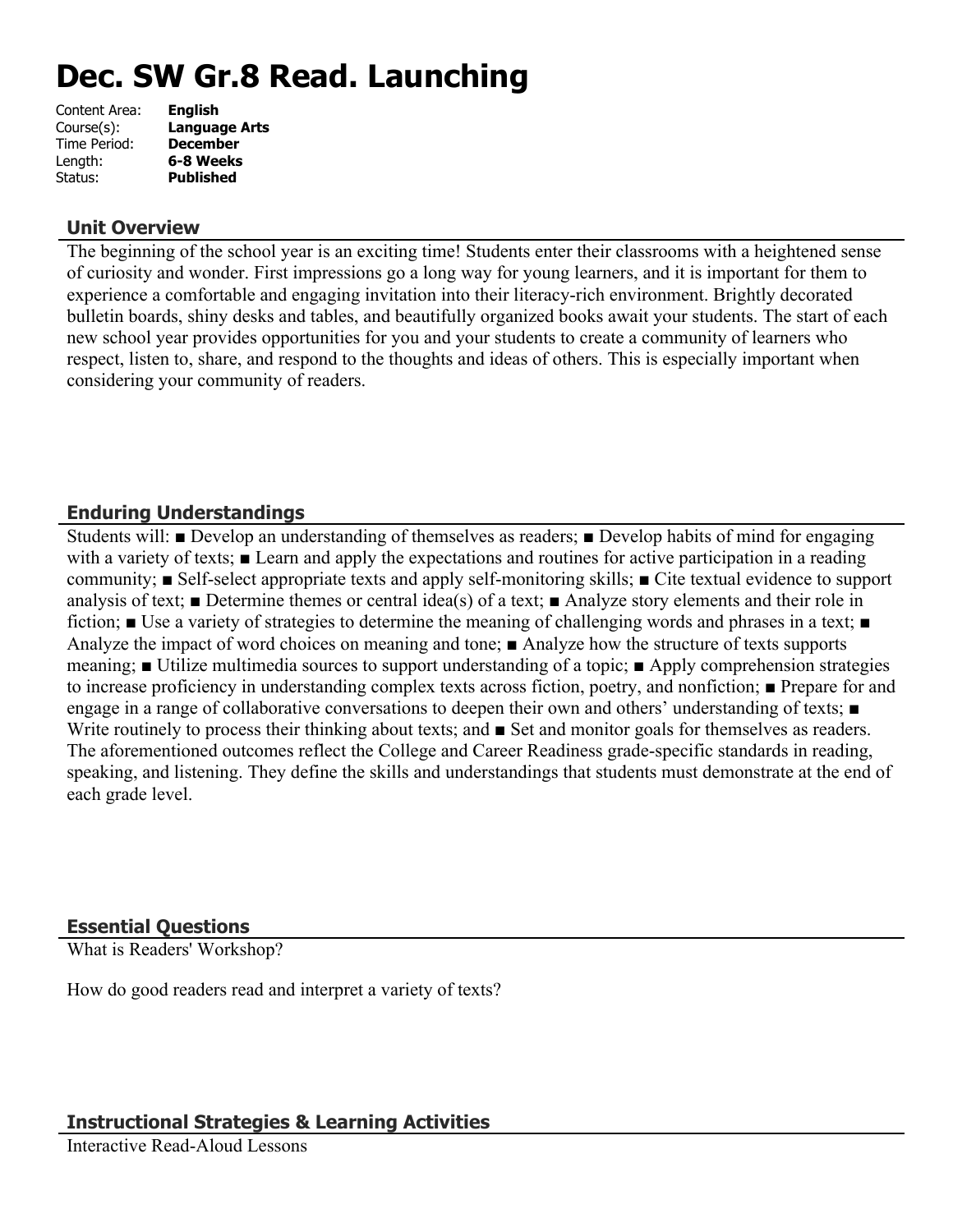# Dec. SW Gr.8 Read. Launching

Content Area: **English**
Course(s): **Language Arts**
Time Period: **December**
Length: **6-8 Weeks**
Status: **Published**

## Unit Overview

The beginning of the school year is an exciting time! Students enter their classrooms with a heightened sense of curiosity and wonder. First impressions go a long way for young learners, and it is important for them to experience a comfortable and engaging invitation into their literacy-rich environment. Brightly decorated bulletin boards, shiny desks and tables, and beautifully organized books await your students. The start of each new school year provides opportunities for you and your students to create a community of learners who respect, listen to, share, and respond to the thoughts and ideas of others. This is especially important when considering your community of readers.

## Enduring Understandings

Students will: ■ Develop an understanding of themselves as readers; ■ Develop habits of mind for engaging with a variety of texts; ■ Learn and apply the expectations and routines for active participation in a reading community; ■ Self-select appropriate texts and apply self-monitoring skills; ■ Cite textual evidence to support analysis of text; ■ Determine themes or central idea(s) of a text; ■ Analyze story elements and their role in fiction; ■ Use a variety of strategies to determine the meaning of challenging words and phrases in a text; ■ Analyze the impact of word choices on meaning and tone; ■ Analyze how the structure of texts supports meaning; ■ Utilize multimedia sources to support understanding of a topic; ■ Apply comprehension strategies to increase proficiency in understanding complex texts across fiction, poetry, and nonfiction; ■ Prepare for and engage in a range of collaborative conversations to deepen their own and others' understanding of texts; ■ Write routinely to process their thinking about texts; and ■ Set and monitor goals for themselves as readers. The aforementioned outcomes reflect the College and Career Readiness grade-specific standards in reading, speaking, and listening. They define the skills and understandings that students must demonstrate at the end of each grade level.

## Essential Questions

What is Readers' Workshop?

How do good readers read and interpret a variety of texts?

## Instructional Strategies & Learning Activities

Interactive Read-Aloud Lessons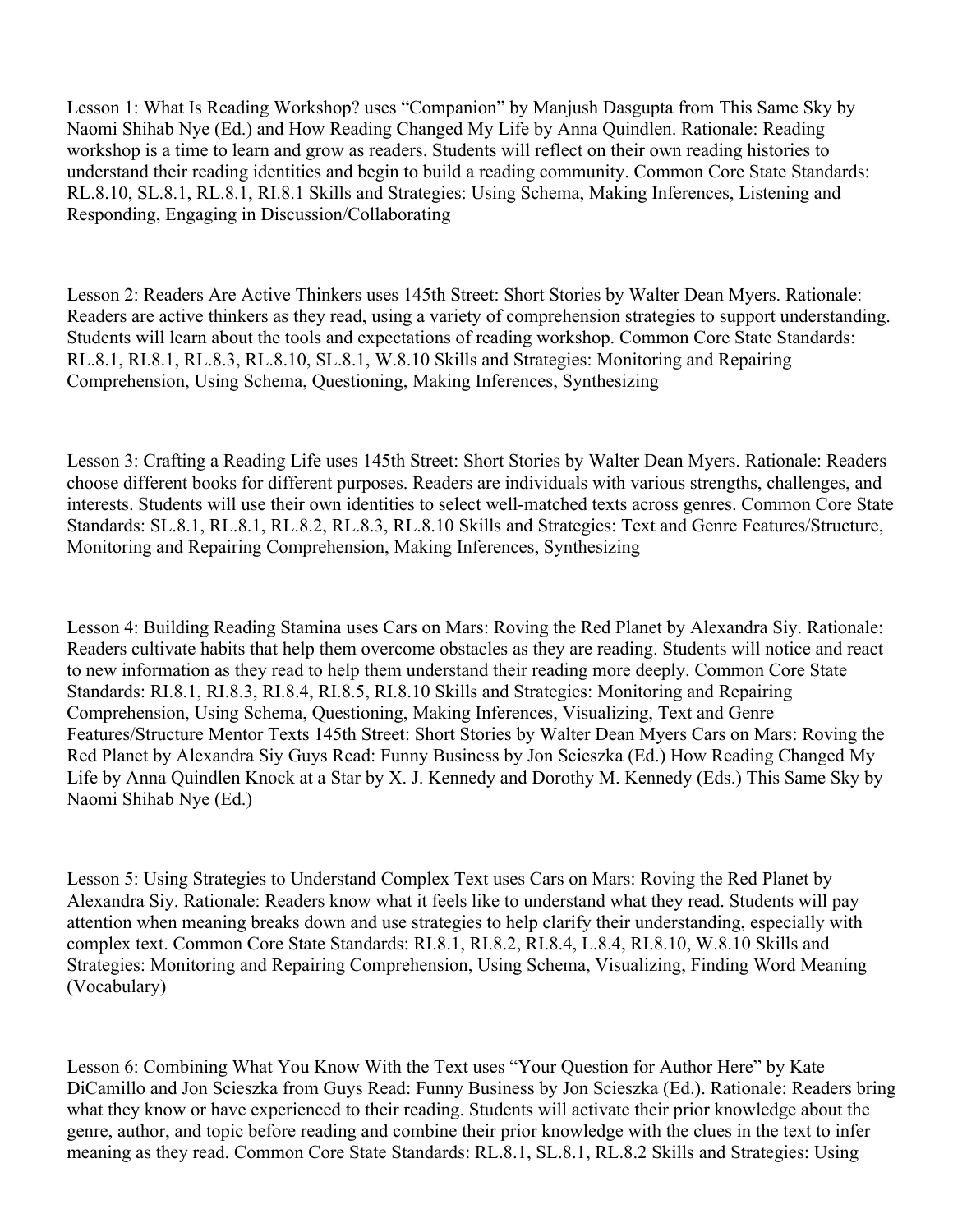Lesson 1: What Is Reading Workshop? uses "Companion" by Manjush Dasgupta from This Same Sky by Naomi Shihab Nye (Ed.) and How Reading Changed My Life by Anna Quindlen. Rationale: Reading workshop is a time to learn and grow as readers. Students will reflect on their own reading histories to understand their reading identities and begin to build a reading community. Common Core State Standards: RL.8.10, SL.8.1, RL.8.1, RI.8.1 Skills and Strategies: Using Schema, Making Inferences, Listening and Responding, Engaging in Discussion/Collaborating

Lesson 2: Readers Are Active Thinkers uses 145th Street: Short Stories by Walter Dean Myers. Rationale: Readers are active thinkers as they read, using a variety of comprehension strategies to support understanding. Students will learn about the tools and expectations of reading workshop. Common Core State Standards: RL.8.1, RI.8.1, RL.8.3, RL.8.10, SL.8.1, W.8.10 Skills and Strategies: Monitoring and Repairing Comprehension, Using Schema, Questioning, Making Inferences, Synthesizing

Lesson 3: Crafting a Reading Life uses 145th Street: Short Stories by Walter Dean Myers. Rationale: Readers choose different books for different purposes. Readers are individuals with various strengths, challenges, and interests. Students will use their own identities to select well-matched texts across genres. Common Core State Standards: SL.8.1, RL.8.1, RL.8.2, RL.8.3, RL.8.10 Skills and Strategies: Text and Genre Features/Structure, Monitoring and Repairing Comprehension, Making Inferences, Synthesizing

Lesson 4: Building Reading Stamina uses Cars on Mars: Roving the Red Planet by Alexandra Siy. Rationale: Readers cultivate habits that help them overcome obstacles as they are reading. Students will notice and react to new information as they read to help them understand their reading more deeply. Common Core State Standards: RI.8.1, RI.8.3, RI.8.4, RI.8.5, RI.8.10 Skills and Strategies: Monitoring and Repairing Comprehension, Using Schema, Questioning, Making Inferences, Visualizing, Text and Genre Features/Structure Mentor Texts 145th Street: Short Stories by Walter Dean Myers Cars on Mars: Roving the Red Planet by Alexandra Siy Guys Read: Funny Business by Jon Scieszka (Ed.) How Reading Changed My Life by Anna Quindlen Knock at a Star by X. J. Kennedy and Dorothy M. Kennedy (Eds.) This Same Sky by Naomi Shihab Nye (Ed.)

Lesson 5: Using Strategies to Understand Complex Text uses Cars on Mars: Roving the Red Planet by Alexandra Siy. Rationale: Readers know what it feels like to understand what they read. Students will pay attention when meaning breaks down and use strategies to help clarify their understanding, especially with complex text. Common Core State Standards: RI.8.1, RI.8.2, RI.8.4, L.8.4, RI.8.10, W.8.10 Skills and Strategies: Monitoring and Repairing Comprehension, Using Schema, Visualizing, Finding Word Meaning (Vocabulary)

Lesson 6: Combining What You Know With the Text uses "Your Question for Author Here" by Kate DiCamillo and Jon Scieszka from Guys Read: Funny Business by Jon Scieszka (Ed.). Rationale: Readers bring what they know or have experienced to their reading. Students will activate their prior knowledge about the genre, author, and topic before reading and combine their prior knowledge with the clues in the text to infer meaning as they read. Common Core State Standards: RL.8.1, SL.8.1, RL.8.2 Skills and Strategies: Using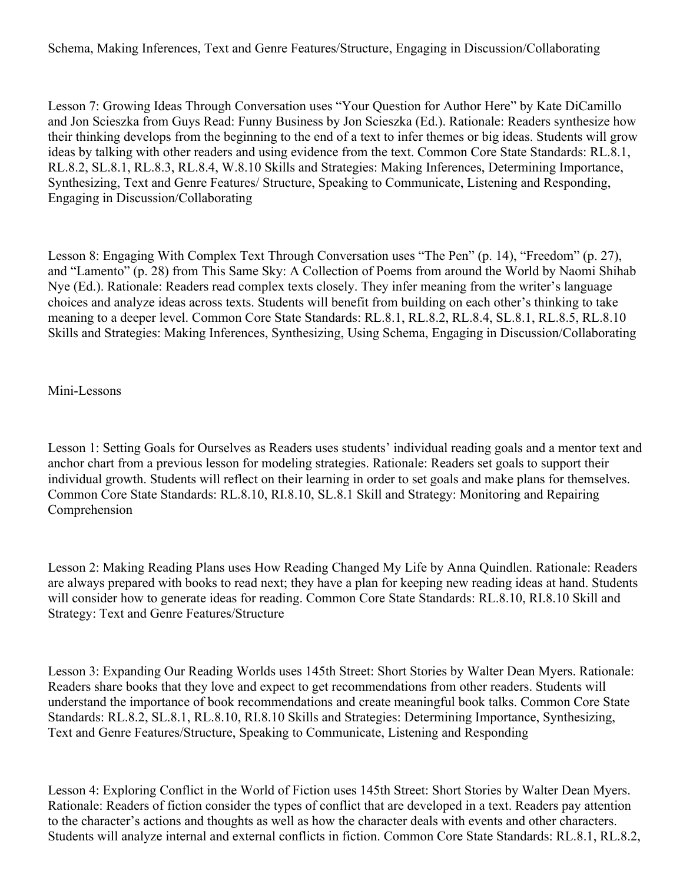Schema, Making Inferences, Text and Genre Features/Structure, Engaging in Discussion/Collaborating

Lesson 7: Growing Ideas Through Conversation uses "Your Question for Author Here" by Kate DiCamillo and Jon Scieszka from Guys Read: Funny Business by Jon Scieszka (Ed.). Rationale: Readers synthesize how their thinking develops from the beginning to the end of a text to infer themes or big ideas. Students will grow ideas by talking with other readers and using evidence from the text. Common Core State Standards: RL.8.1, RL.8.2, SL.8.1, RL.8.3, RL.8.4, W.8.10 Skills and Strategies: Making Inferences, Determining Importance, Synthesizing, Text and Genre Features/ Structure, Speaking to Communicate, Listening and Responding, Engaging in Discussion/Collaborating

Lesson 8: Engaging With Complex Text Through Conversation uses "The Pen" (p. 14), "Freedom" (p. 27), and "Lamento" (p. 28) from This Same Sky: A Collection of Poems from around the World by Naomi Shihab Nye (Ed.). Rationale: Readers read complex texts closely. They infer meaning from the writer's language choices and analyze ideas across texts. Students will benefit from building on each other's thinking to take meaning to a deeper level. Common Core State Standards: RL.8.1, RL.8.2, RL.8.4, SL.8.1, RL.8.5, RL.8.10 Skills and Strategies: Making Inferences, Synthesizing, Using Schema, Engaging in Discussion/Collaborating

Mini-Lessons

Lesson 1: Setting Goals for Ourselves as Readers uses students' individual reading goals and a mentor text and anchor chart from a previous lesson for modeling strategies. Rationale: Readers set goals to support their individual growth. Students will reflect on their learning in order to set goals and make plans for themselves. Common Core State Standards: RL.8.10, RI.8.10, SL.8.1 Skill and Strategy: Monitoring and Repairing Comprehension

Lesson 2: Making Reading Plans uses How Reading Changed My Life by Anna Quindlen. Rationale: Readers are always prepared with books to read next; they have a plan for keeping new reading ideas at hand. Students will consider how to generate ideas for reading. Common Core State Standards: RL.8.10, RI.8.10 Skill and Strategy: Text and Genre Features/Structure

Lesson 3: Expanding Our Reading Worlds uses 145th Street: Short Stories by Walter Dean Myers. Rationale: Readers share books that they love and expect to get recommendations from other readers. Students will understand the importance of book recommendations and create meaningful book talks. Common Core State Standards: RL.8.2, SL.8.1, RL.8.10, RI.8.10 Skills and Strategies: Determining Importance, Synthesizing, Text and Genre Features/Structure, Speaking to Communicate, Listening and Responding

Lesson 4: Exploring Conflict in the World of Fiction uses 145th Street: Short Stories by Walter Dean Myers. Rationale: Readers of fiction consider the types of conflict that are developed in a text. Readers pay attention to the character's actions and thoughts as well as how the character deals with events and other characters. Students will analyze internal and external conflicts in fiction. Common Core State Standards: RL.8.1, RL.8.2,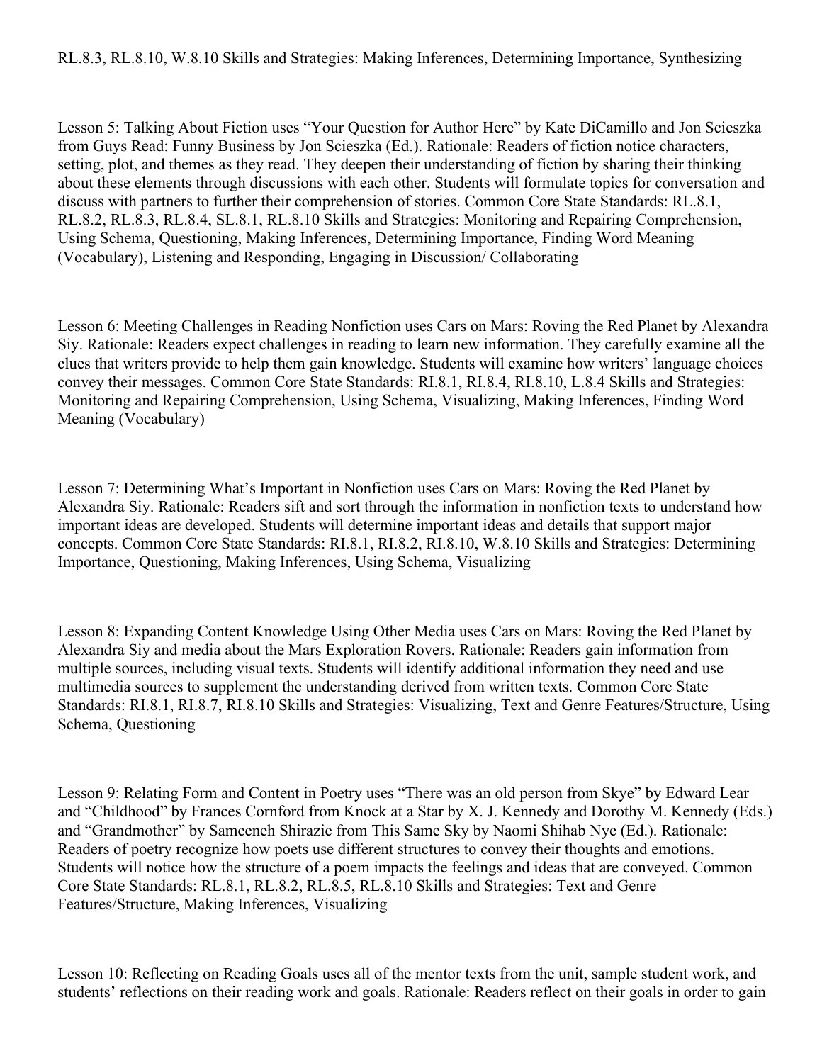RL.8.3, RL.8.10, W.8.10 Skills and Strategies: Making Inferences, Determining Importance, Synthesizing

Lesson 5: Talking About Fiction uses "Your Question for Author Here" by Kate DiCamillo and Jon Scieszka from Guys Read: Funny Business by Jon Scieszka (Ed.). Rationale: Readers of fiction notice characters, setting, plot, and themes as they read. They deepen their understanding of fiction by sharing their thinking about these elements through discussions with each other. Students will formulate topics for conversation and discuss with partners to further their comprehension of stories. Common Core State Standards: RL.8.1, RL.8.2, RL.8.3, RL.8.4, SL.8.1, RL.8.10 Skills and Strategies: Monitoring and Repairing Comprehension, Using Schema, Questioning, Making Inferences, Determining Importance, Finding Word Meaning (Vocabulary), Listening and Responding, Engaging in Discussion/ Collaborating

Lesson 6: Meeting Challenges in Reading Nonfiction uses Cars on Mars: Roving the Red Planet by Alexandra Siy. Rationale: Readers expect challenges in reading to learn new information. They carefully examine all the clues that writers provide to help them gain knowledge. Students will examine how writers' language choices convey their messages. Common Core State Standards: RI.8.1, RI.8.4, RI.8.10, L.8.4 Skills and Strategies: Monitoring and Repairing Comprehension, Using Schema, Visualizing, Making Inferences, Finding Word Meaning (Vocabulary)

Lesson 7: Determining What's Important in Nonfiction uses Cars on Mars: Roving the Red Planet by Alexandra Siy. Rationale: Readers sift and sort through the information in nonfiction texts to understand how important ideas are developed. Students will determine important ideas and details that support major concepts. Common Core State Standards: RI.8.1, RI.8.2, RI.8.10, W.8.10 Skills and Strategies: Determining Importance, Questioning, Making Inferences, Using Schema, Visualizing

Lesson 8: Expanding Content Knowledge Using Other Media uses Cars on Mars: Roving the Red Planet by Alexandra Siy and media about the Mars Exploration Rovers. Rationale: Readers gain information from multiple sources, including visual texts. Students will identify additional information they need and use multimedia sources to supplement the understanding derived from written texts. Common Core State Standards: RI.8.1, RI.8.7, RI.8.10 Skills and Strategies: Visualizing, Text and Genre Features/Structure, Using Schema, Questioning

Lesson 9: Relating Form and Content in Poetry uses "There was an old person from Skye" by Edward Lear and "Childhood" by Frances Cornford from Knock at a Star by X. J. Kennedy and Dorothy M. Kennedy (Eds.) and "Grandmother" by Sameeneh Shirazie from This Same Sky by Naomi Shihab Nye (Ed.). Rationale: Readers of poetry recognize how poets use different structures to convey their thoughts and emotions. Students will notice how the structure of a poem impacts the feelings and ideas that are conveyed. Common Core State Standards: RL.8.1, RL.8.2, RL.8.5, RL.8.10 Skills and Strategies: Text and Genre Features/Structure, Making Inferences, Visualizing

Lesson 10: Reflecting on Reading Goals uses all of the mentor texts from the unit, sample student work, and students' reflections on their reading work and goals. Rationale: Readers reflect on their goals in order to gain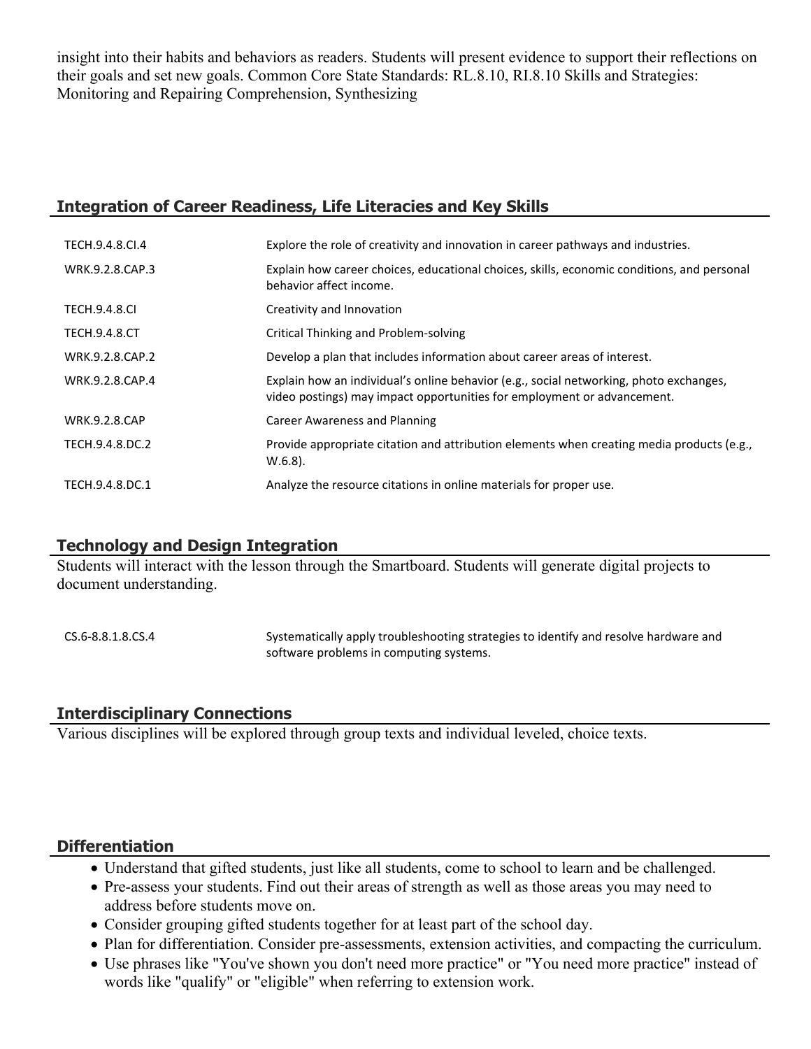insight into their habits and behaviors as readers. Students will present evidence to support their reflections on their goals and set new goals. Common Core State Standards: RL.8.10, RI.8.10 Skills and Strategies: Monitoring and Repairing Comprehension, Synthesizing

## Integration of Career Readiness, Life Literacies and Key Skills

| | |
|---|---|
| TECH.9.4.8.CI.4 | Explore the role of creativity and innovation in career pathways and industries. |
| WRK.9.2.8.CAP.3 | Explain how career choices, educational choices, skills, economic conditions, and personal behavior affect income. |
| TECH.9.4.8.CI | Creativity and Innovation |
| TECH.9.4.8.CT | Critical Thinking and Problem-solving |
| WRK.9.2.8.CAP.2 | Develop a plan that includes information about career areas of interest. |
| WRK.9.2.8.CAP.4 | Explain how an individual's online behavior (e.g., social networking, photo exchanges, video postings) may impact opportunities for employment or advancement. |
| WRK.9.2.8.CAP | Career Awareness and Planning |
| TECH.9.4.8.DC.2 | Provide appropriate citation and attribution elements when creating media products (e.g., W.6.8). |
| TECH.9.4.8.DC.1 | Analyze the resource citations in online materials for proper use. |

## Technology and Design Integration

Students will interact with the lesson through the Smartboard. Students will generate digital projects to document understanding.

| | |
|---|---|
| CS.6-8.8.1.8.CS.4 | Systematically apply troubleshooting strategies to identify and resolve hardware and software problems in computing systems. |

## Interdisciplinary Connections

Various disciplines will be explored through group texts and individual leveled, choice texts.

## Differentiation

- Understand that gifted students, just like all students, come to school to learn and be challenged.
- Pre-assess your students. Find out their areas of strength as well as those areas you may need to address before students move on.
- Consider grouping gifted students together for at least part of the school day.
- Plan for differentiation. Consider pre-assessments, extension activities, and compacting the curriculum.
- Use phrases like "You've shown you don't need more practice" or "You need more practice" instead of words like "qualify" or "eligible" when referring to extension work.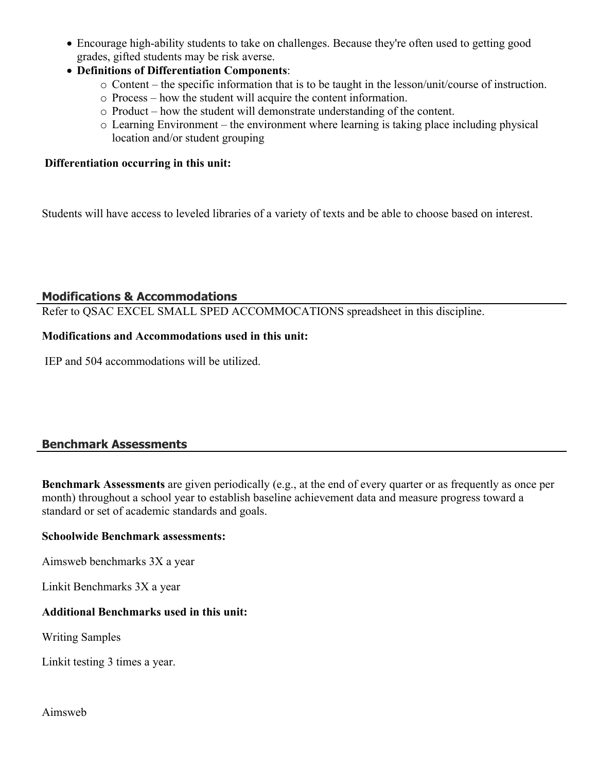- Encourage high-ability students to take on challenges. Because they're often used to getting good grades, gifted students may be risk averse.
- **Definitions of Differentiation Components**:
  - Content – the specific information that is to be taught in the lesson/unit/course of instruction.
  - Process – how the student will acquire the content information.
  - Product – how the student will demonstrate understanding of the content.
  - Learning Environment – the environment where learning is taking place including physical location and/or student grouping

**Differentiation occurring in this unit:**

Students will have access to leveled libraries of a variety of texts and be able to choose based on interest.

## Modifications & Accommodations

Refer to QSAC EXCEL SMALL SPED ACCOMMOCATIONS spreadsheet in this discipline.

**Modifications and Accommodations used in this unit:**

IEP and 504 accommodations will be utilized.

## Benchmark Assessments

**Benchmark Assessments** are given periodically (e.g., at the end of every quarter or as frequently as once per month) throughout a school year to establish baseline achievement data and measure progress toward a standard or set of academic standards and goals.

**Schoolwide Benchmark assessments:**

Aimsweb benchmarks 3X a year

Linkit Benchmarks 3X a year

**Additional Benchmarks used in this unit:**

Writing Samples

Linkit testing 3 times a year.

Aimsweb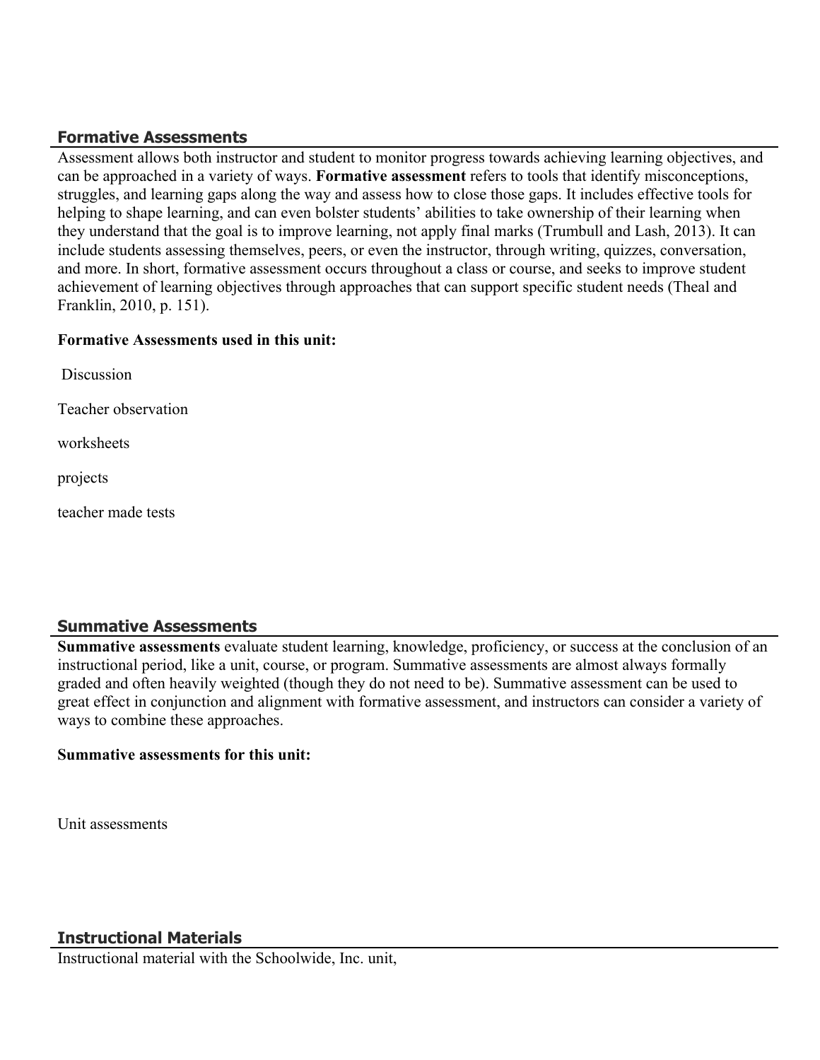## Formative Assessments

Assessment allows both instructor and student to monitor progress towards achieving learning objectives, and can be approached in a variety of ways. **Formative assessment** refers to tools that identify misconceptions, struggles, and learning gaps along the way and assess how to close those gaps. It includes effective tools for helping to shape learning, and can even bolster students' abilities to take ownership of their learning when they understand that the goal is to improve learning, not apply final marks (Trumbull and Lash, 2013). It can include students assessing themselves, peers, or even the instructor, through writing, quizzes, conversation, and more. In short, formative assessment occurs throughout a class or course, and seeks to improve student achievement of learning objectives through approaches that can support specific student needs (Theal and Franklin, 2010, p. 151).

**Formative Assessments used in this unit:**

Discussion

Teacher observation

worksheets

projects

teacher made tests

## Summative Assessments

**Summative assessments** evaluate student learning, knowledge, proficiency, or success at the conclusion of an instructional period, like a unit, course, or program. Summative assessments are almost always formally graded and often heavily weighted (though they do not need to be). Summative assessment can be used to great effect in conjunction and alignment with formative assessment, and instructors can consider a variety of ways to combine these approaches.

**Summative assessments for this unit:**

Unit assessments

## Instructional Materials

Instructional material with the Schoolwide, Inc. unit,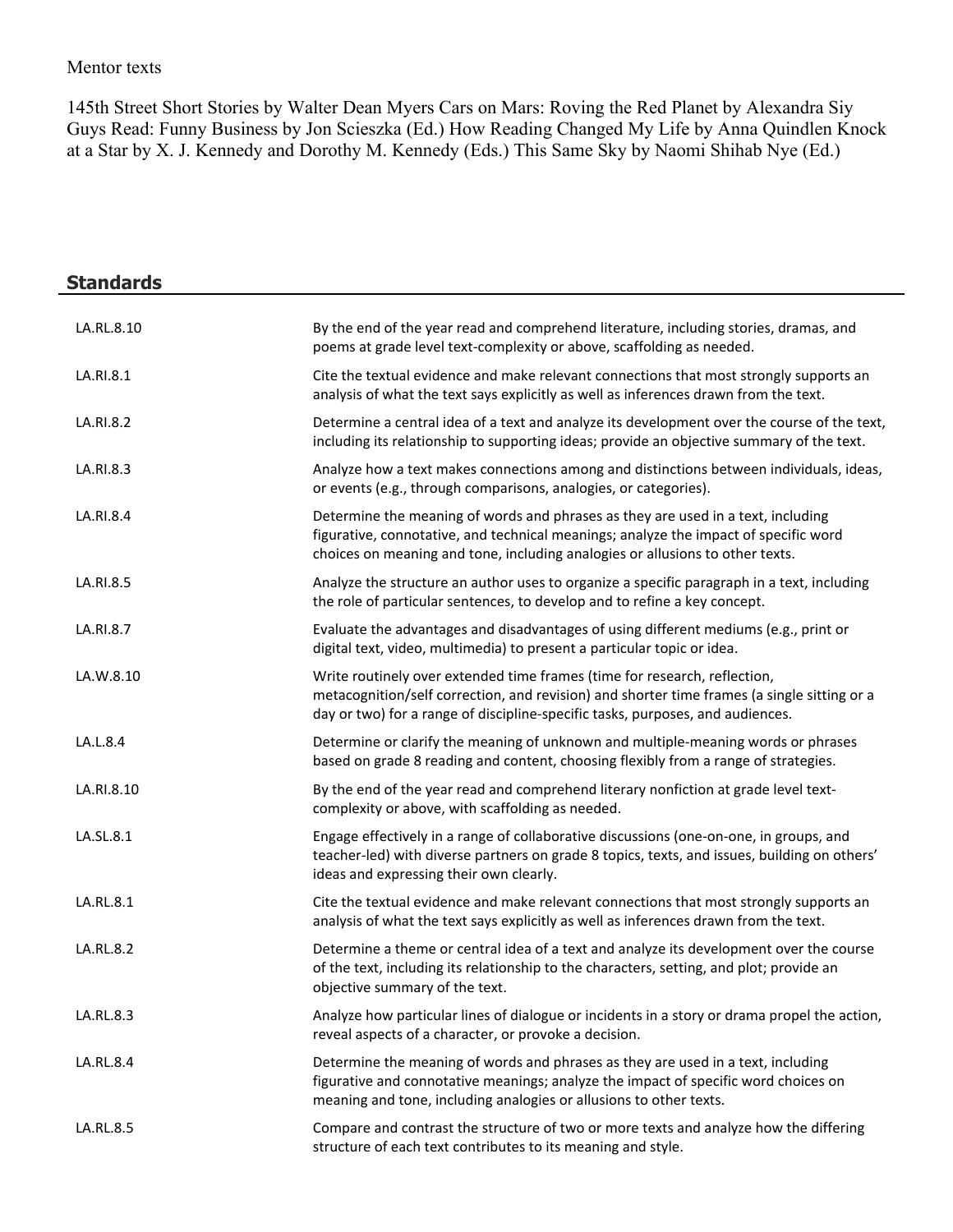Mentor texts

145th Street Short Stories by Walter Dean Myers Cars on Mars: Roving the Red Planet by Alexandra Siy Guys Read: Funny Business by Jon Scieszka (Ed.) How Reading Changed My Life by Anna Quindlen Knock at a Star by X. J. Kennedy and Dorothy M. Kennedy (Eds.) This Same Sky by Naomi Shihab Nye (Ed.)

## Standards

| | |
|---|---|
| LA.RL.8.10 | By the end of the year read and comprehend literature, including stories, dramas, and poems at grade level text-complexity or above, scaffolding as needed. |
| LA.RI.8.1 | Cite the textual evidence and make relevant connections that most strongly supports an analysis of what the text says explicitly as well as inferences drawn from the text. |
| LA.RI.8.2 | Determine a central idea of a text and analyze its development over the course of the text, including its relationship to supporting ideas; provide an objective summary of the text. |
| LA.RI.8.3 | Analyze how a text makes connections among and distinctions between individuals, ideas, or events (e.g., through comparisons, analogies, or categories). |
| LA.RI.8.4 | Determine the meaning of words and phrases as they are used in a text, including figurative, connotative, and technical meanings; analyze the impact of specific word choices on meaning and tone, including analogies or allusions to other texts. |
| LA.RI.8.5 | Analyze the structure an author uses to organize a specific paragraph in a text, including the role of particular sentences, to develop and to refine a key concept. |
| LA.RI.8.7 | Evaluate the advantages and disadvantages of using different mediums (e.g., print or digital text, video, multimedia) to present a particular topic or idea. |
| LA.W.8.10 | Write routinely over extended time frames (time for research, reflection, metacognition/self correction, and revision) and shorter time frames (a single sitting or a day or two) for a range of discipline-specific tasks, purposes, and audiences. |
| LA.L.8.4 | Determine or clarify the meaning of unknown and multiple-meaning words or phrases based on grade 8 reading and content, choosing flexibly from a range of strategies. |
| LA.RI.8.10 | By the end of the year read and comprehend literary nonfiction at grade level text-complexity or above, with scaffolding as needed. |
| LA.SL.8.1 | Engage effectively in a range of collaborative discussions (one-on-one, in groups, and teacher-led) with diverse partners on grade 8 topics, texts, and issues, building on others' ideas and expressing their own clearly. |
| LA.RL.8.1 | Cite the textual evidence and make relevant connections that most strongly supports an analysis of what the text says explicitly as well as inferences drawn from the text. |
| LA.RL.8.2 | Determine a theme or central idea of a text and analyze its development over the course of the text, including its relationship to the characters, setting, and plot; provide an objective summary of the text. |
| LA.RL.8.3 | Analyze how particular lines of dialogue or incidents in a story or drama propel the action, reveal aspects of a character, or provoke a decision. |
| LA.RL.8.4 | Determine the meaning of words and phrases as they are used in a text, including figurative and connotative meanings; analyze the impact of specific word choices on meaning and tone, including analogies or allusions to other texts. |
| LA.RL.8.5 | Compare and contrast the structure of two or more texts and analyze how the differing structure of each text contributes to its meaning and style. |